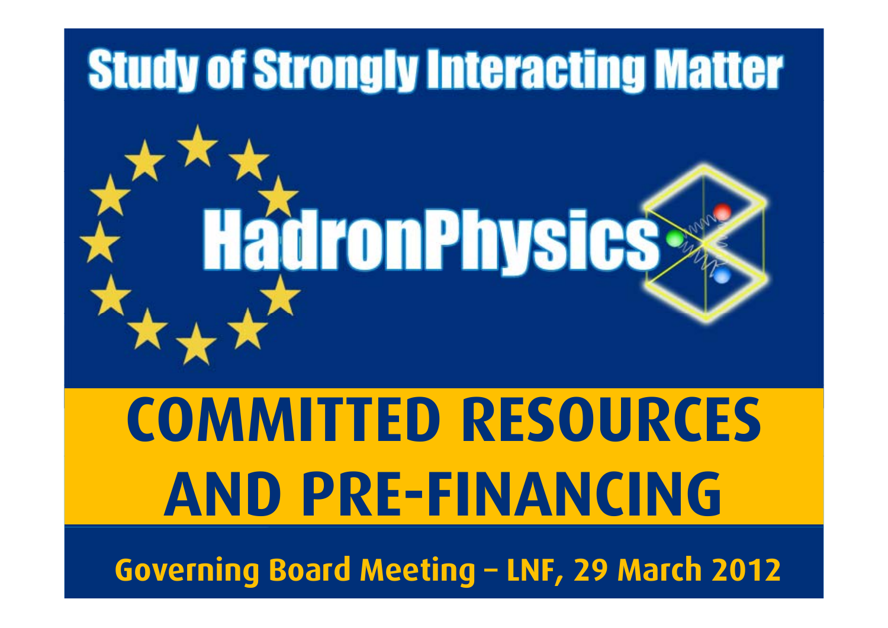# Study of Strongly Interacting Matter

HadronPhysics3

# COMMITTED RESOURCES AND PRE-FINANCING

Governing Board Meeting – LNF, 29 March 2012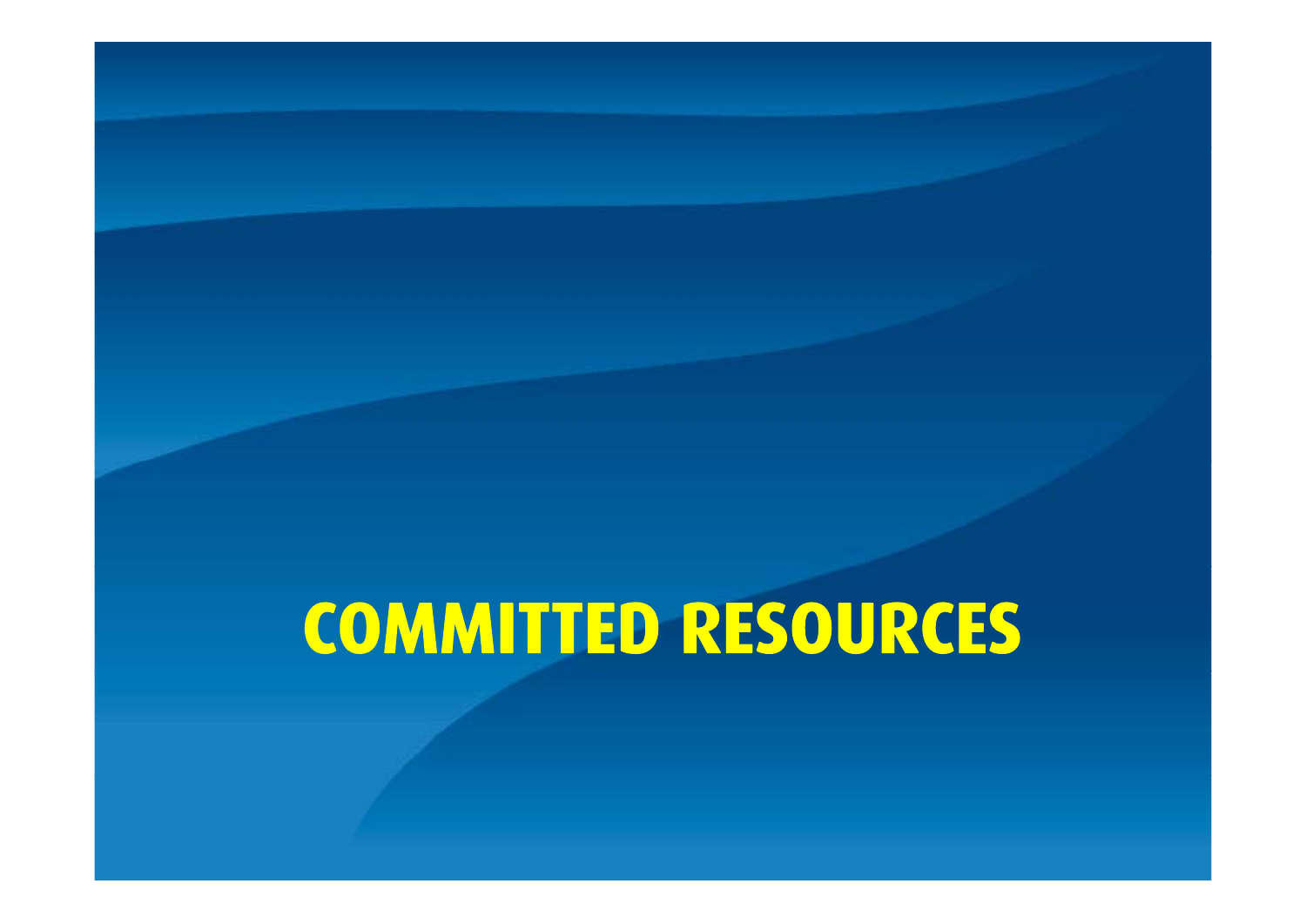# COMMITTED RESOURCES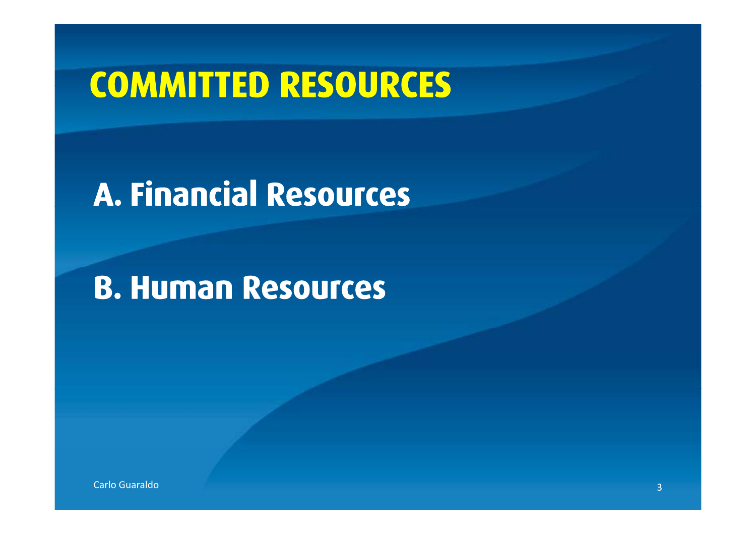# COMMITTED RESOURCES

## A. Financial Resources

## B. Human Resources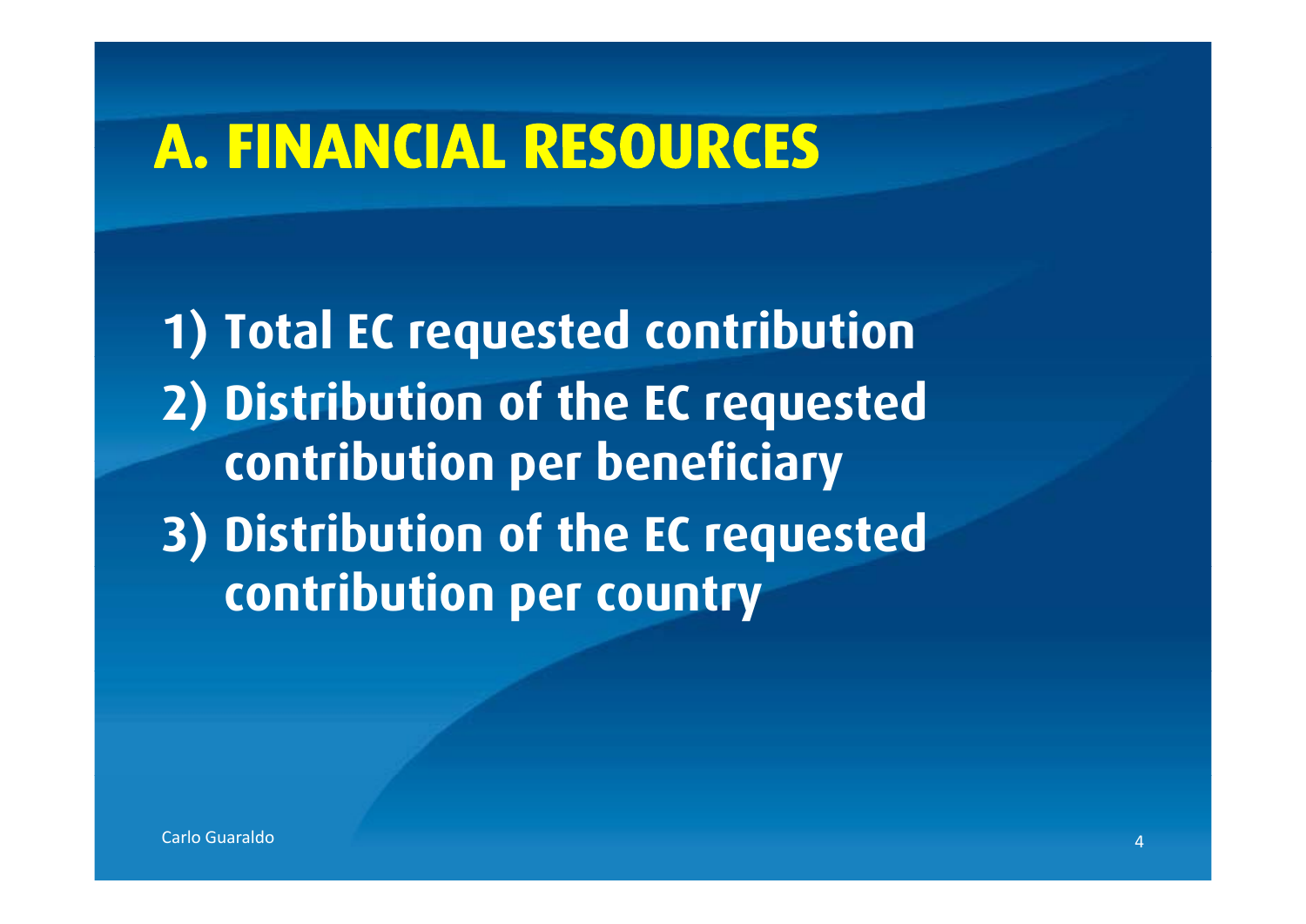# A. FINANCIAL RESOURCES

1) Total EC requested contribution
2) Distribution of the EC requested contribution per beneficiary
3) Distribution of the EC requested contribution per country

Carlo Guaraldo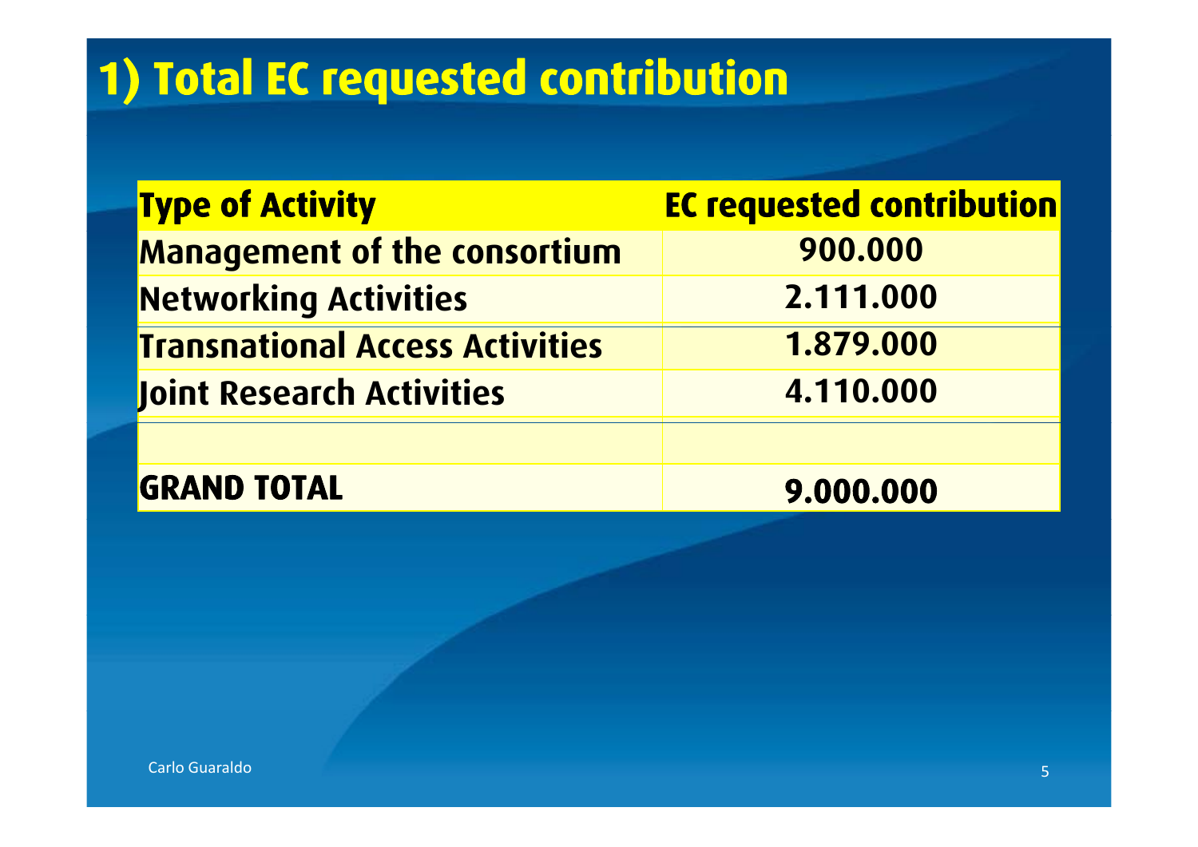# 1) Total EC requested contribution

| Type of Activity | EC requested contribution |
|---|---|
| Management of the consortium | 900.000 |
| Networking Activities | 2.111.000 |
| Transnational Access Activities | 1.879.000 |
| Joint Research Activities | 4.110.000 |
| | |
| GRAND TOTAL | 9.000.000 |

Carlo Guaraldo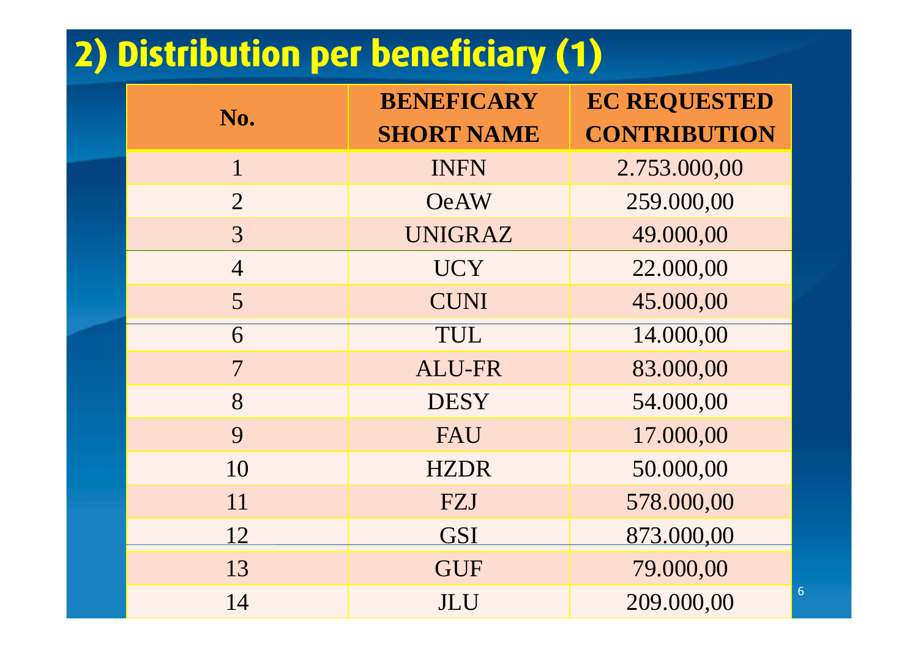# 2) Distribution per beneficiary (1)

| No. | BENEFICARY SHORT NAME | EC REQUESTED CONTRIBUTION |
|---|---|---|
| 1 | INFN | 2.753.000,00 |
| 2 | OeAW | 259.000,00 |
| 3 | UNIGRAZ | 49.000,00 |
| 4 | UCY | 22.000,00 |
| 5 | CUNI | 45.000,00 |
| 6 | TUL | 14.000,00 |
| 7 | ALU-FR | 83.000,00 |
| 8 | DESY | 54.000,00 |
| 9 | FAU | 17.000,00 |
| 10 | HZDR | 50.000,00 |
| 11 | FZJ | 578.000,00 |
| 12 | GSI | 873.000,00 |
| 13 | GUF | 79.000,00 |
| 14 | JLU | 209.000,00 |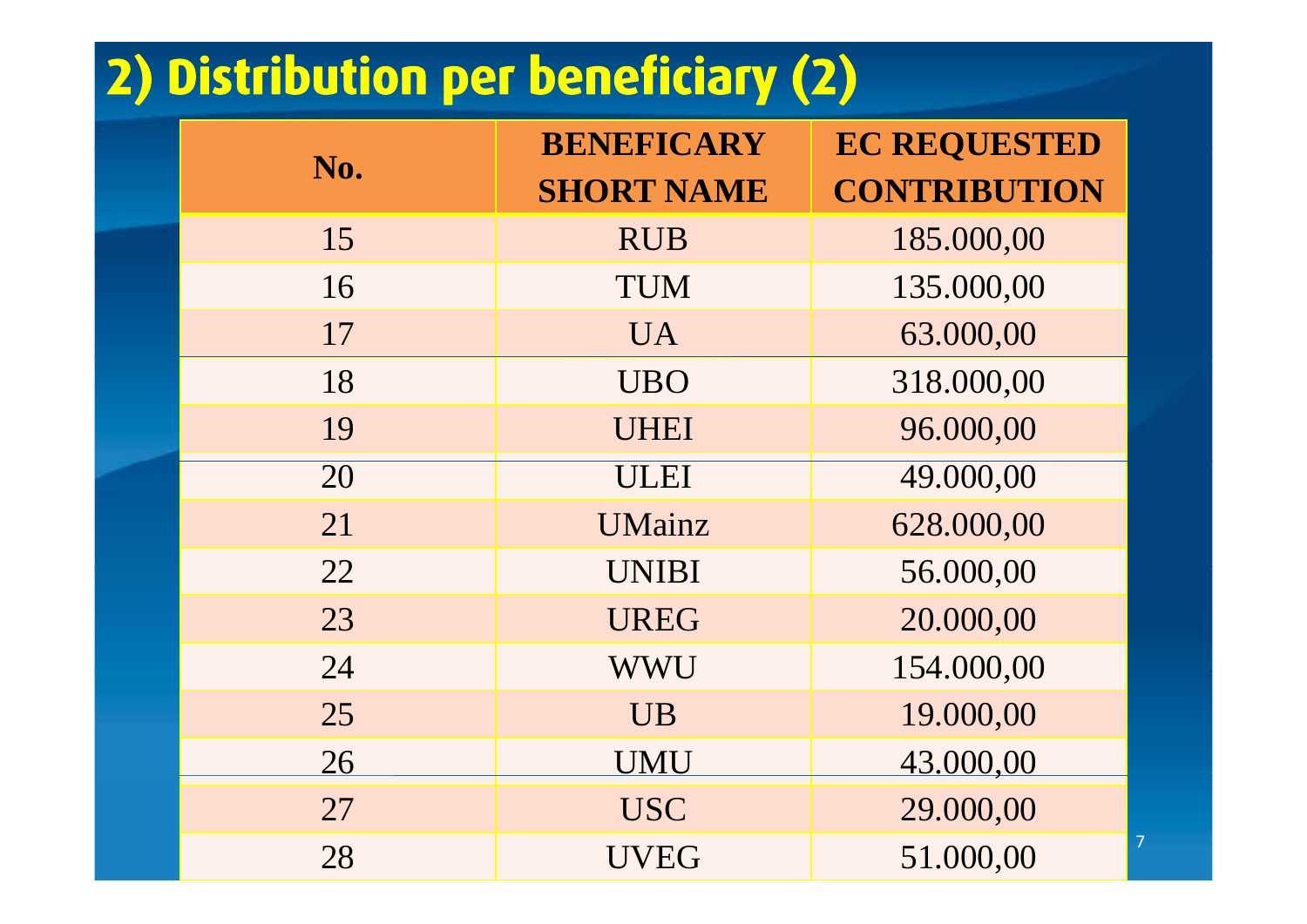# 2) Distribution per beneficiary (2)

| No. | BENEFICARY SHORT NAME | EC REQUESTED CONTRIBUTION |
|---|---|---|
| 15 | RUB | 185.000,00 |
| 16 | TUM | 135.000,00 |
| 17 | UA | 63.000,00 |
| 18 | UBO | 318.000,00 |
| 19 | UHEI | 96.000,00 |
| 20 | ULEI | 49.000,00 |
| 21 | UMainz | 628.000,00 |
| 22 | UNIBI | 56.000,00 |
| 23 | UREG | 20.000,00 |
| 24 | WWU | 154.000,00 |
| 25 | UB | 19.000,00 |
| 26 | UMU | 43.000,00 |
| 27 | USC | 29.000,00 |
| 28 | UVEG | 51.000,00 |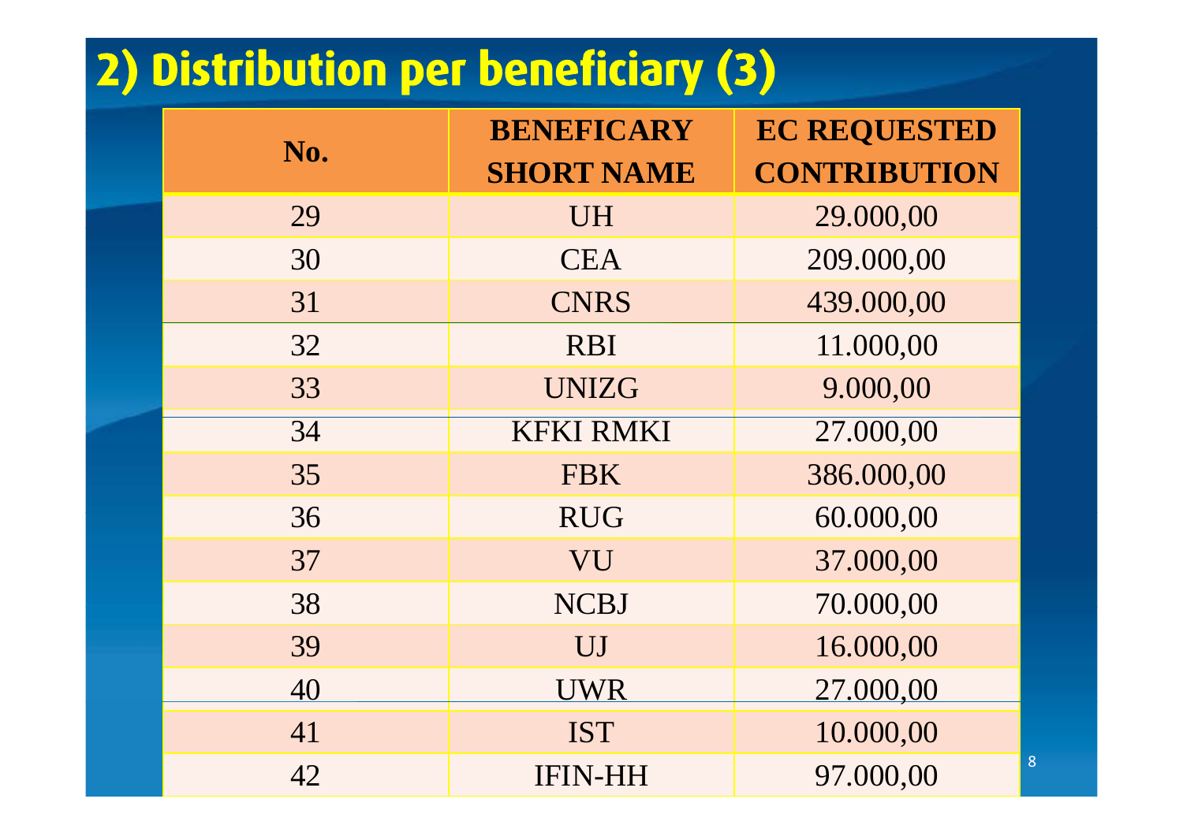# 2) Distribution per beneficiary (3)

| No. | BENEFICARY SHORT NAME | EC REQUESTED CONTRIBUTION |
|---|---|---|
| 29 | UH | 29.000,00 |
| 30 | CEA | 209.000,00 |
| 31 | CNRS | 439.000,00 |
| 32 | RBI | 11.000,00 |
| 33 | UNIZG | 9.000,00 |
| 34 | KFKI RMKI | 27.000,00 |
| 35 | FBK | 386.000,00 |
| 36 | RUG | 60.000,00 |
| 37 | VU | 37.000,00 |
| 38 | NCBJ | 70.000,00 |
| 39 | UJ | 16.000,00 |
| 40 | UWR | 27.000,00 |
| 41 | IST | 10.000,00 |
| 42 | IFIN-HH | 97.000,00 |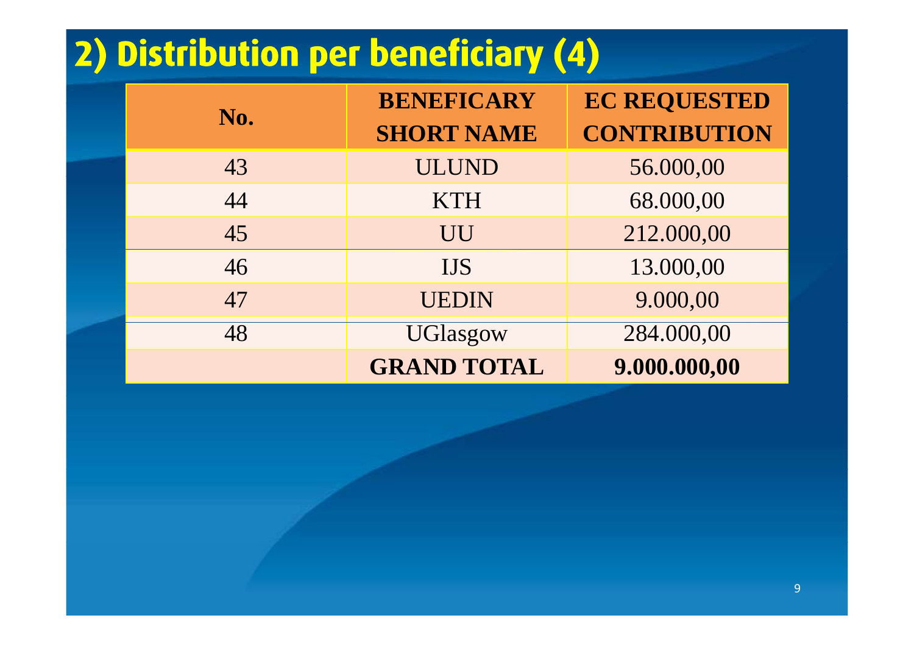# 2) Distribution per beneficiary (4)

| No. | BENEFICARY SHORT NAME | EC REQUESTED CONTRIBUTION |
|---|---|---|
| 43 | ULUND | 56.000,00 |
| 44 | KTH | 68.000,00 |
| 45 | UU | 212.000,00 |
| 46 | IJS | 13.000,00 |
| 47 | UEDIN | 9.000,00 |
| 48 | UGlasgow | 284.000,00 |
| | **GRAND TOTAL** | **9.000.000,00** |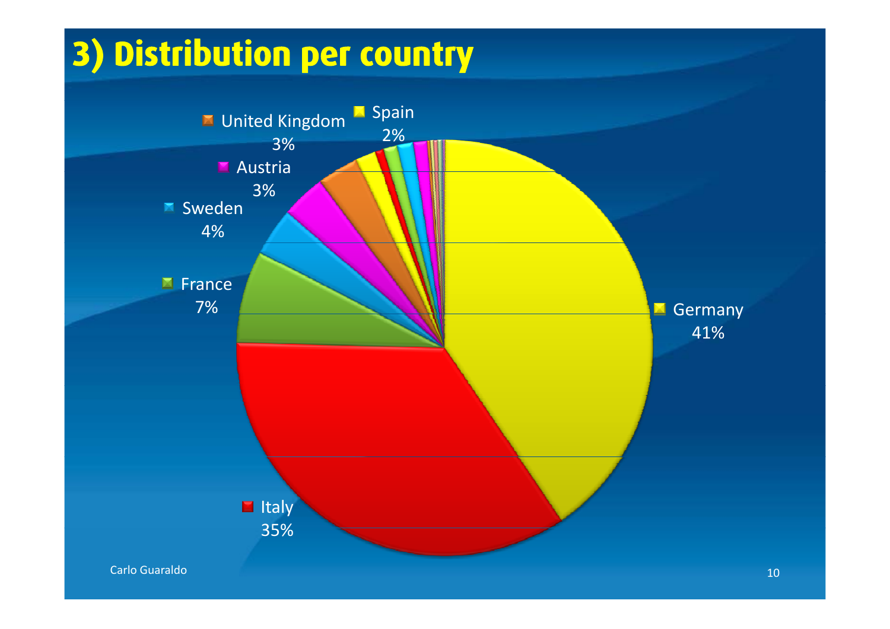# 3) Distribution per country

United Kingdom 3%

Spain 2%

Austria 3%

Sweden 4%

France 7%

Germany 41%

Italy 35%

Carlo Guaraldo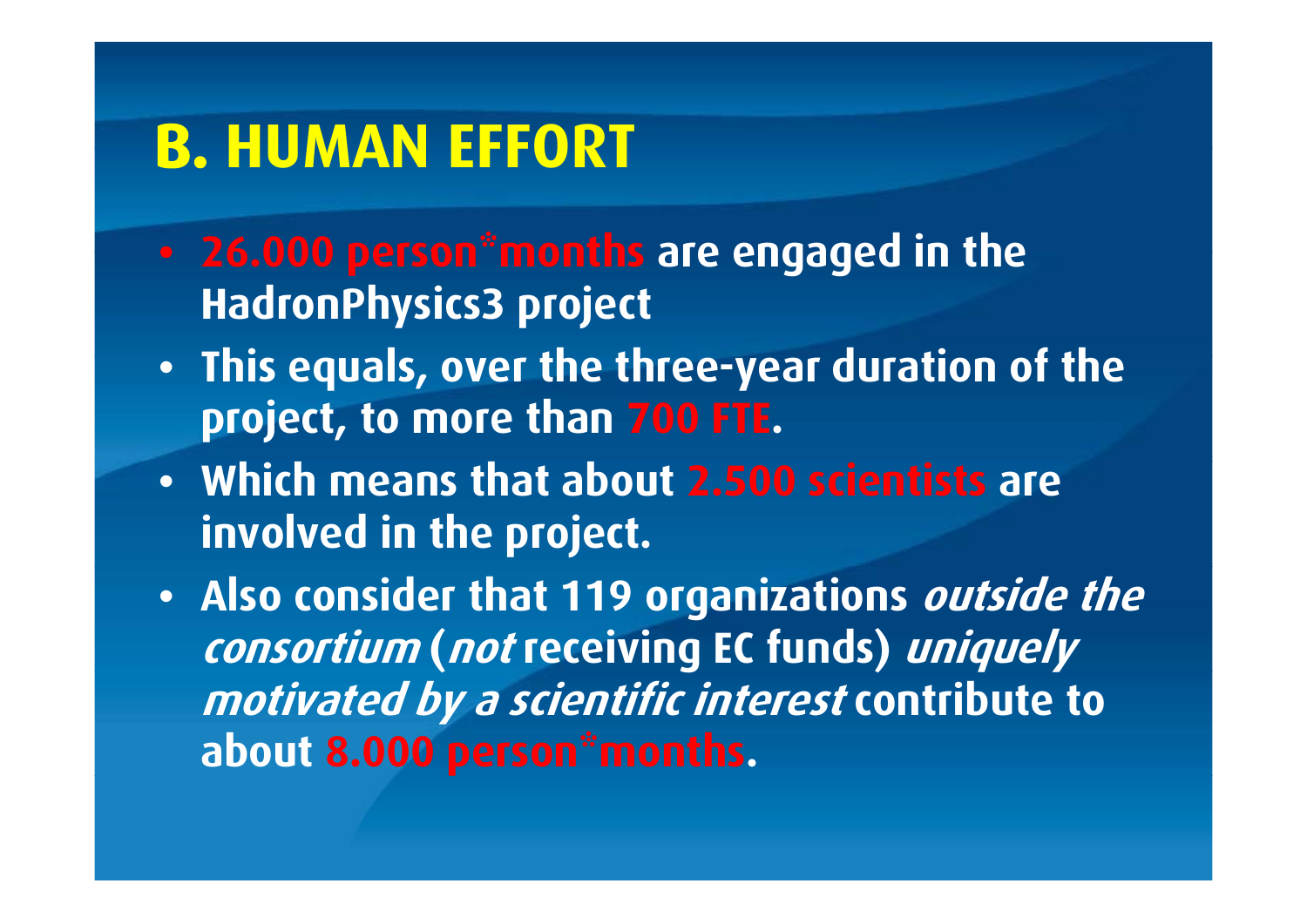# B. HUMAN EFFORT

- 26.000 person*months are engaged in the HadronPhysics3 project
- This equals, over the three-year duration of the project, to more than 700 FTE.
- Which means that about 2.500 scientists are involved in the project.
- Also consider that 119 organizations *outside the consortium* (*not* receiving EC funds) *uniquely motivated by a scientific interest* contribute to about 8.000 person*months.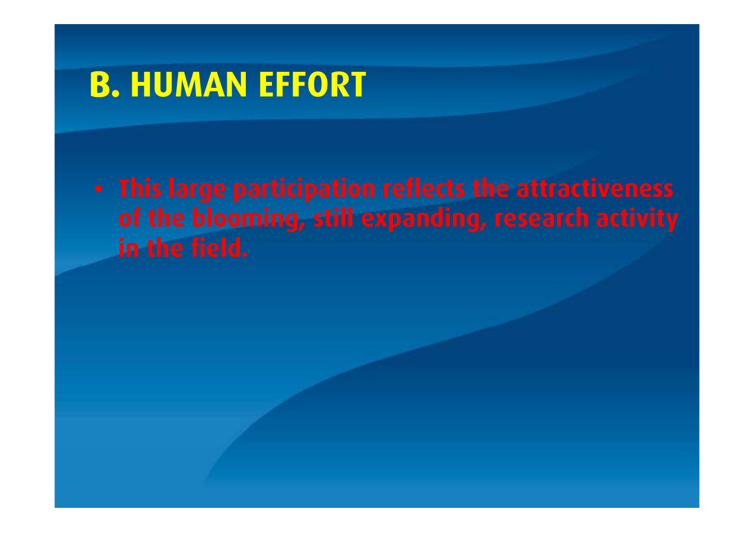# B. HUMAN EFFORT

- This large participation reflects the attractiveness of the blooming, still expanding, research activity in the field.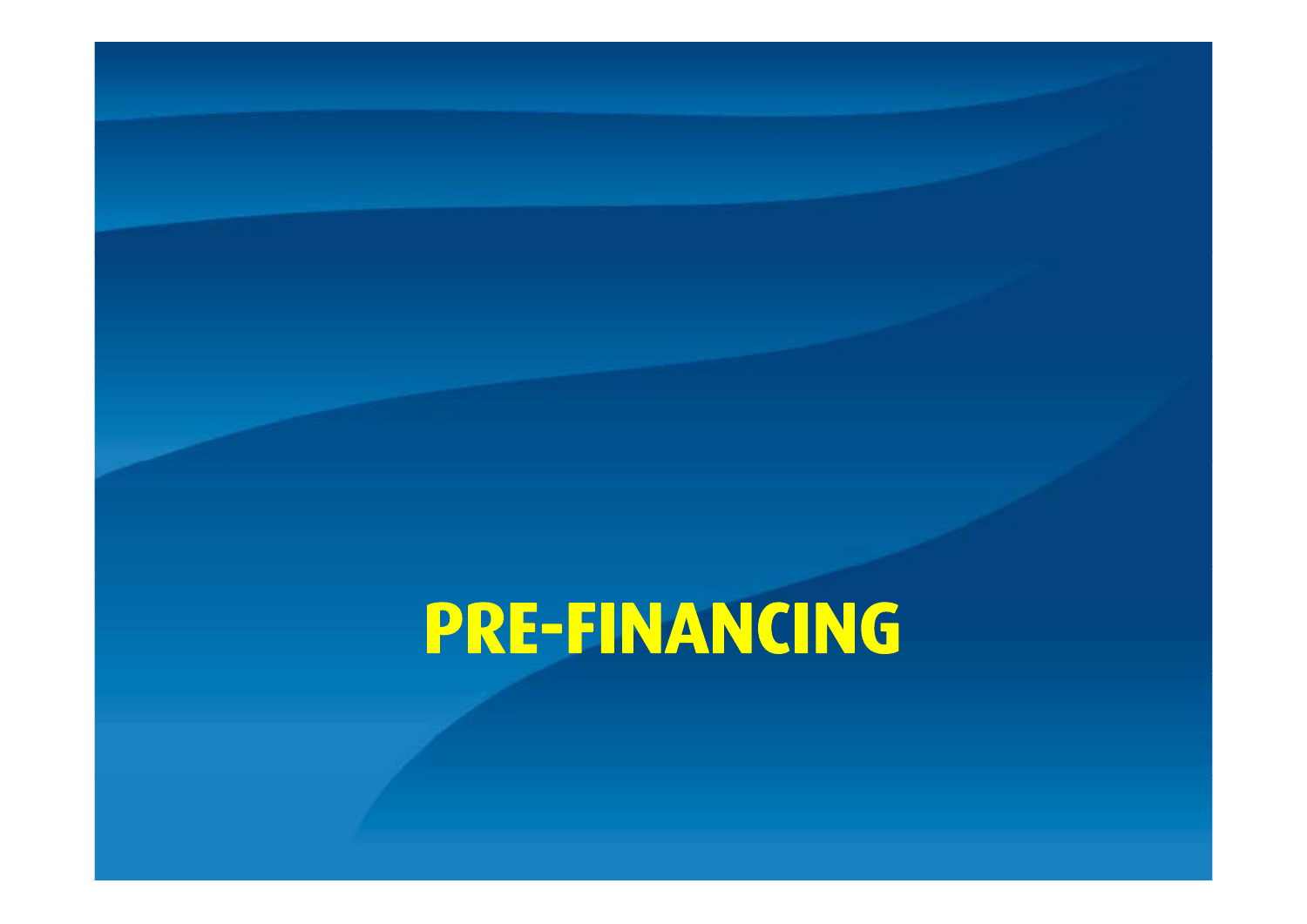# PRE-FINANCING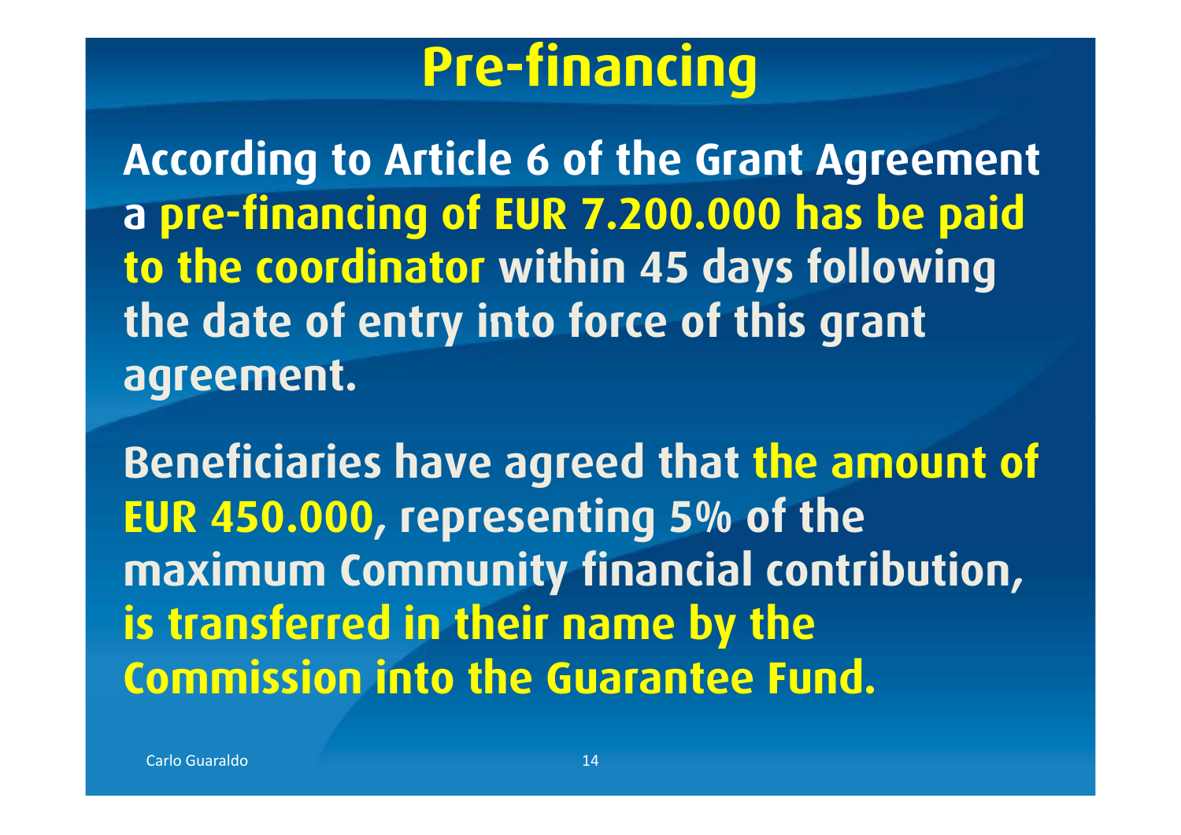# Pre-financing

**According to Article 6 of the Grant Agreement a pre-financing of EUR 7.200.000 has be paid to the coordinator within 45 days following the date of entry into force of this grant agreement.**

**Beneficiaries have agreed that the amount of EUR 450.000, representing 5% of the maximum Community financial contribution, is transferred in their name by the Commission into the Guarantee Fund.**

Carlo Guaraldo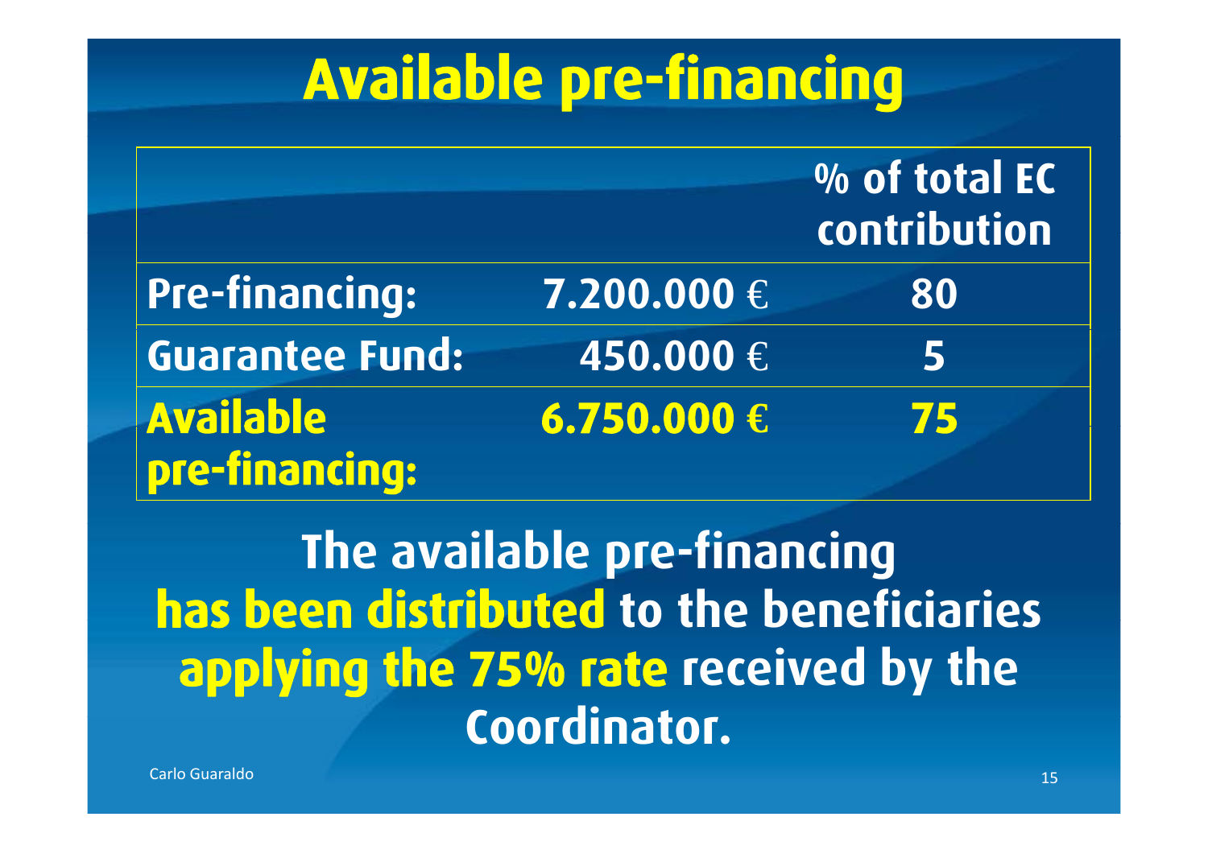# Available pre-financing

| | | % of total EC contribution |
|---|---|---|
| Pre-financing: | 7.200.000 € | 80 |
| Guarantee Fund: | 450.000 € | 5 |
| **Available pre-financing:** | **6.750.000 €** | **75** |

**The available pre-financing has been distributed to the beneficiaries applying the 75% rate received by the Coordinator.**

Carlo Guaraldo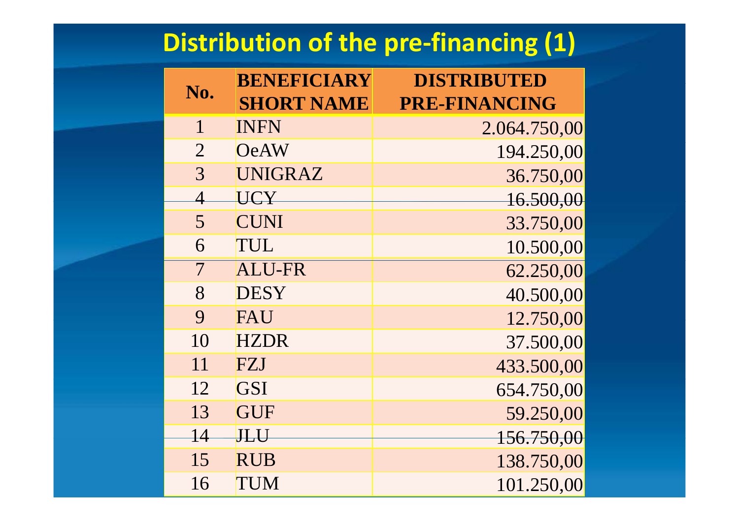# Distribution of the pre-financing (1)

| No. | BENEFICIARY SHORT NAME | DISTRIBUTED PRE-FINANCING |
|---|---|---|
| 1 | INFN | 2.064.750,00 |
| 2 | OeAW | 194.250,00 |
| 3 | UNIGRAZ | 36.750,00 |
| 4 | UCY | 16.500,00 |
| 5 | CUNI | 33.750,00 |
| 6 | TUL | 10.500,00 |
| 7 | ALU-FR | 62.250,00 |
| 8 | DESY | 40.500,00 |
| 9 | FAU | 12.750,00 |
| 10 | HZDR | 37.500,00 |
| 11 | FZJ | 433.500,00 |
| 12 | GSI | 654.750,00 |
| 13 | GUF | 59.250,00 |
| 14 | JLU | 156.750,00 |
| 15 | RUB | 138.750,00 |
| 16 | TUM | 101.250,00 |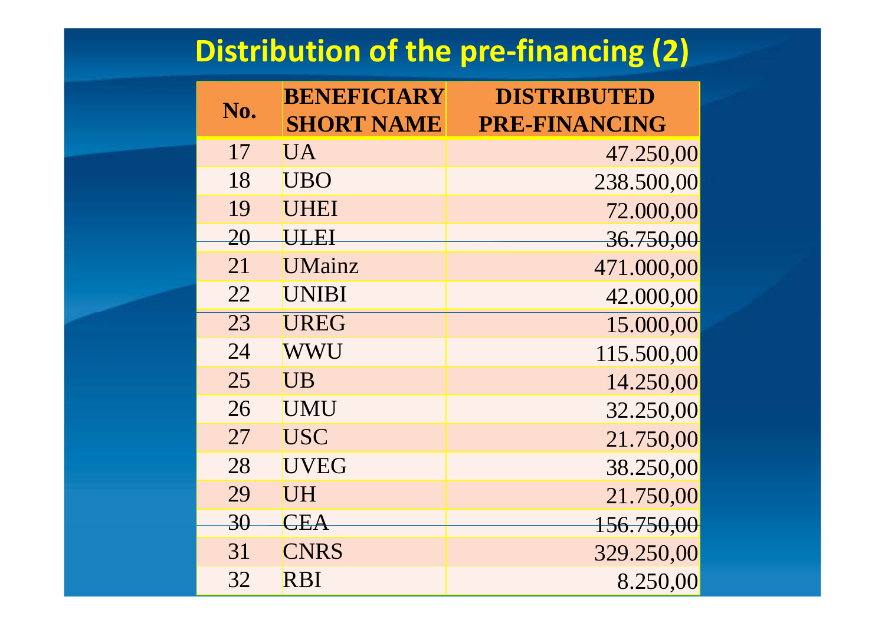# Distribution of the pre-financing (2)

| No. | BENEFICIARY SHORT NAME | DISTRIBUTED PRE-FINANCING |
|---|---|---|
| 17 | UA | 47.250,00 |
| 18 | UBO | 238.500,00 |
| 19 | UHEI | 72.000,00 |
| 20 | ULEI | 36.750,00 |
| 21 | UMainz | 471.000,00 |
| 22 | UNIBI | 42.000,00 |
| 23 | UREG | 15.000,00 |
| 24 | WWU | 115.500,00 |
| 25 | UB | 14.250,00 |
| 26 | UMU | 32.250,00 |
| 27 | USC | 21.750,00 |
| 28 | UVEG | 38.250,00 |
| 29 | UH | 21.750,00 |
| 30 | CEA | 156.750,00 |
| 31 | CNRS | 329.250,00 |
| 32 | RBI | 8.250,00 |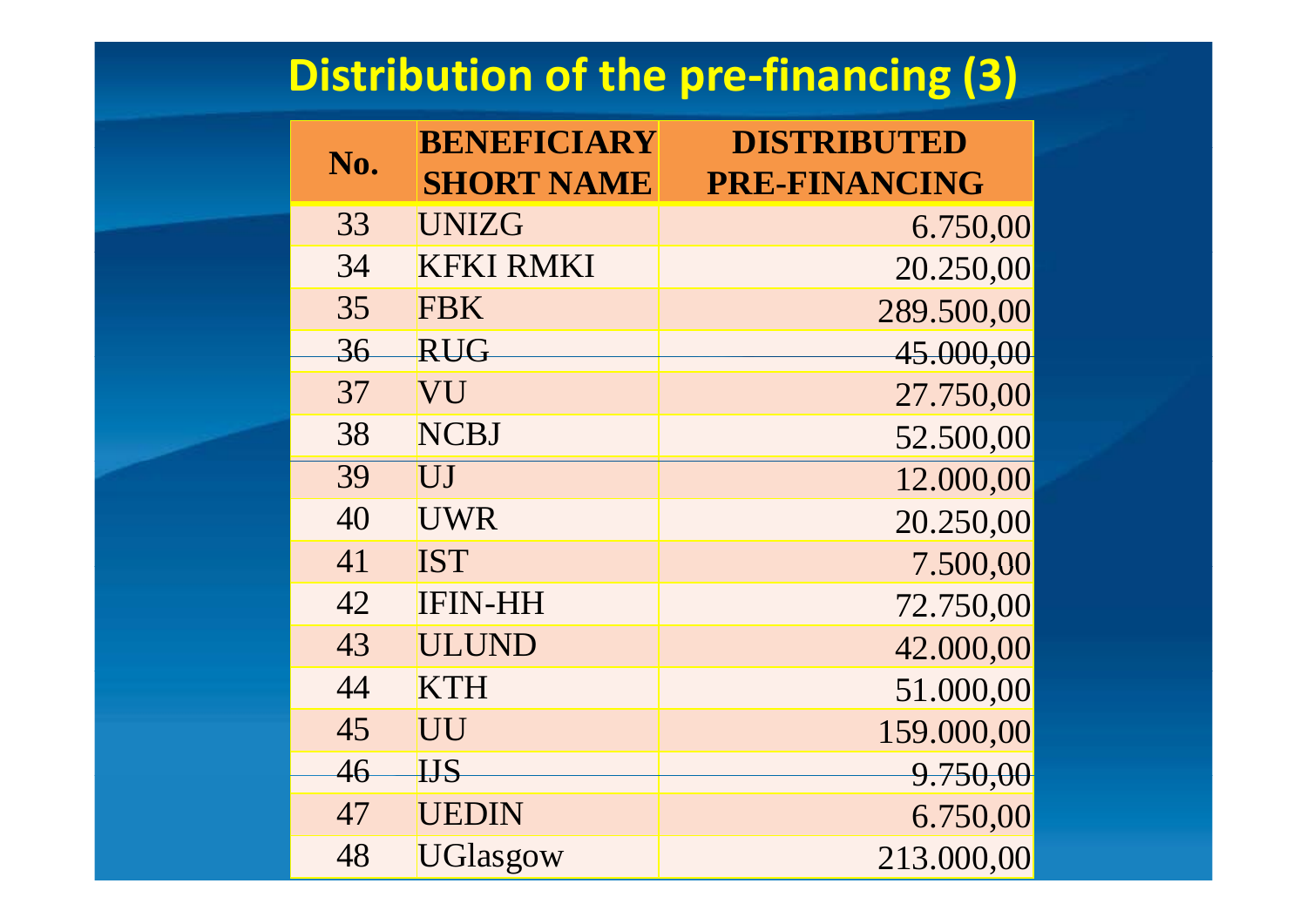# Distribution of the pre-financing (3)

| No. | BENEFICIARY SHORT NAME | DISTRIBUTED PRE-FINANCING |
|---|---|---|
| 33 | UNIZG | 6.750,00 |
| 34 | KFKI RMKI | 20.250,00 |
| 35 | FBK | 289.500,00 |
| ~~36~~ | ~~RUG~~ | ~~45.000,00~~ |
| 37 | VU | 27.750,00 |
| 38 | NCBJ | 52.500,00 |
| 39 | UJ | 12.000,00 |
| 40 | UWR | 20.250,00 |
| 41 | IST | 7.500,00 |
| 42 | IFIN-HH | 72.750,00 |
| 43 | ULUND | 42.000,00 |
| 44 | KTH | 51.000,00 |
| 45 | UU | 159.000,00 |
| ~~46~~ | ~~IJS~~ | ~~9.750,00~~ |
| 47 | UEDIN | 6.750,00 |
| 48 | UGlasgow | 213.000,00 |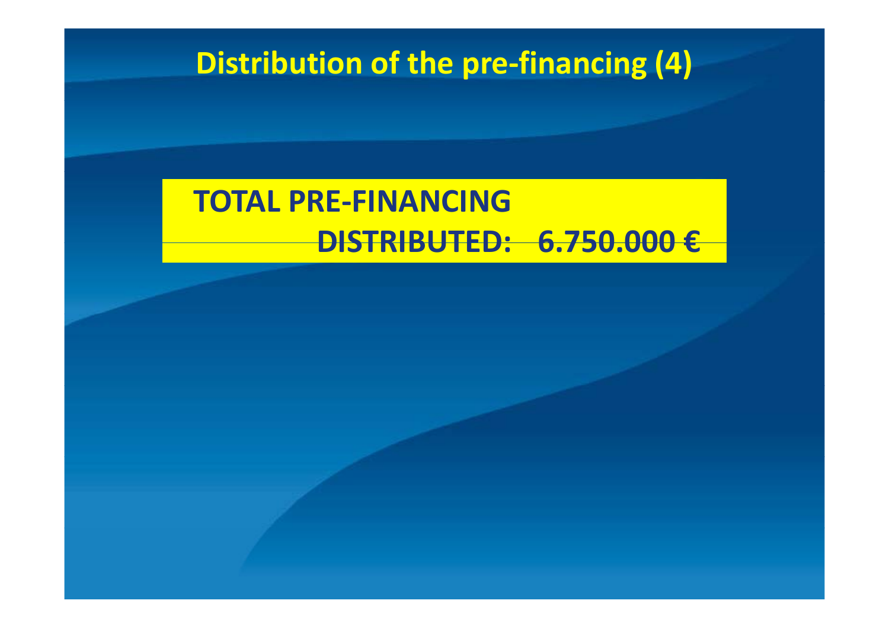# Distribution of the pre-financing (4)

**TOTAL PRE-FINANCING DISTRIBUTED: 6.750.000 €**